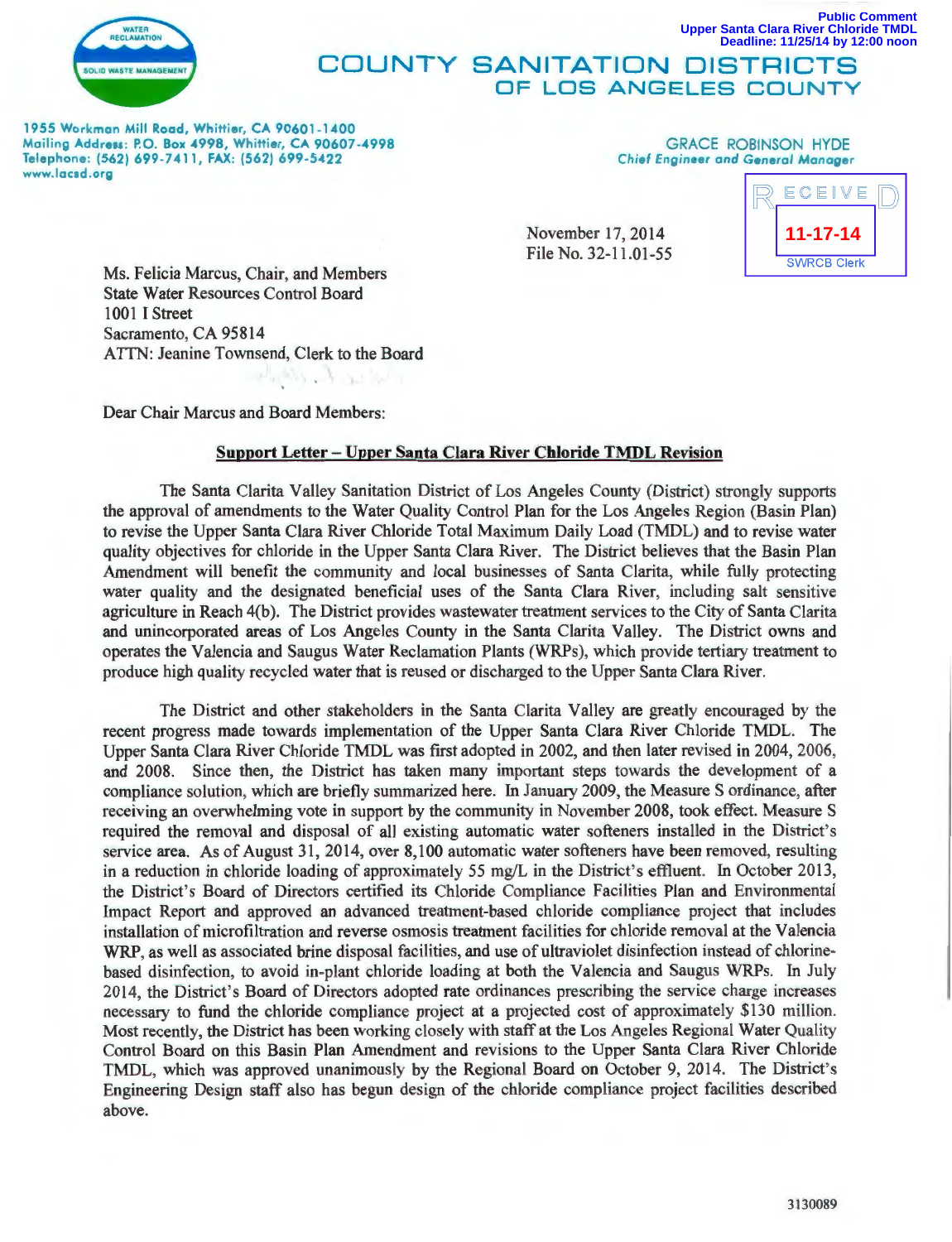Public Comment
Upper Santa Clara River Chloride TMDL
Deadline: 11/25/14 by 12:00 noon

# COUNTY SANITATION DISTRICTS OF LOS ANGELES COUNTY

1955 Workman Mill Road, Whittier, CA 90601-1400
Mailing Address: P.O. Box 4998, Whittier, CA 90607-4998
Telephone: (562) 699-7411, FAX: (562) 699-5422
www.lacsd.org

GRACE ROBINSON HYDE
*Chief Engineer and General Manager*

RECEIVED
11-17-14
SWRCB Clerk

November 17, 2014
File No. 32-11.01-55

Ms. Felicia Marcus, Chair, and Members
State Water Resources Control Board
1001 I Street
Sacramento, CA 95814
ATTN: Jeanine Townsend, Clerk to the Board

Dear Chair Marcus and Board Members:

**Support Letter – Upper Santa Clara River Chloride TMDL Revision**

The Santa Clarita Valley Sanitation District of Los Angeles County (District) strongly supports the approval of amendments to the Water Quality Control Plan for the Los Angeles Region (Basin Plan) to revise the Upper Santa Clara River Chloride Total Maximum Daily Load (TMDL) and to revise water quality objectives for chloride in the Upper Santa Clara River. The District believes that the Basin Plan Amendment will benefit the community and local businesses of Santa Clarita, while fully protecting water quality and the designated beneficial uses of the Santa Clara River, including salt sensitive agriculture in Reach 4(b). The District provides wastewater treatment services to the City of Santa Clarita and unincorporated areas of Los Angeles County in the Santa Clarita Valley. The District owns and operates the Valencia and Saugus Water Reclamation Plants (WRPs), which provide tertiary treatment to produce high quality recycled water that is reused or discharged to the Upper Santa Clara River.

The District and other stakeholders in the Santa Clarita Valley are greatly encouraged by the recent progress made towards implementation of the Upper Santa Clara River Chloride TMDL. The Upper Santa Clara River Chloride TMDL was first adopted in 2002, and then later revised in 2004, 2006, and 2008. Since then, the District has taken many important steps towards the development of a compliance solution, which are briefly summarized here. In January 2009, the Measure S ordinance, after receiving an overwhelming vote in support by the community in November 2008, took effect. Measure S required the removal and disposal of all existing automatic water softeners installed in the District's service area. As of August 31, 2014, over 8,100 automatic water softeners have been removed, resulting in a reduction in chloride loading of approximately 55 mg/L in the District's effluent. In October 2013, the District's Board of Directors certified its Chloride Compliance Facilities Plan and Environmental Impact Report and approved an advanced treatment-based chloride compliance project that includes installation of microfiltration and reverse osmosis treatment facilities for chloride removal at the Valencia WRP, as well as associated brine disposal facilities, and use of ultraviolet disinfection instead of chlorine-based disinfection, to avoid in-plant chloride loading at both the Valencia and Saugus WRPs. In July 2014, the District's Board of Directors adopted rate ordinances prescribing the service charge increases necessary to fund the chloride compliance project at a projected cost of approximately $130 million. Most recently, the District has been working closely with staff at the Los Angeles Regional Water Quality Control Board on this Basin Plan Amendment and revisions to the Upper Santa Clara River Chloride TMDL, which was approved unanimously by the Regional Board on October 9, 2014. The District's Engineering Design staff also has begun design of the chloride compliance project facilities described above.

3130089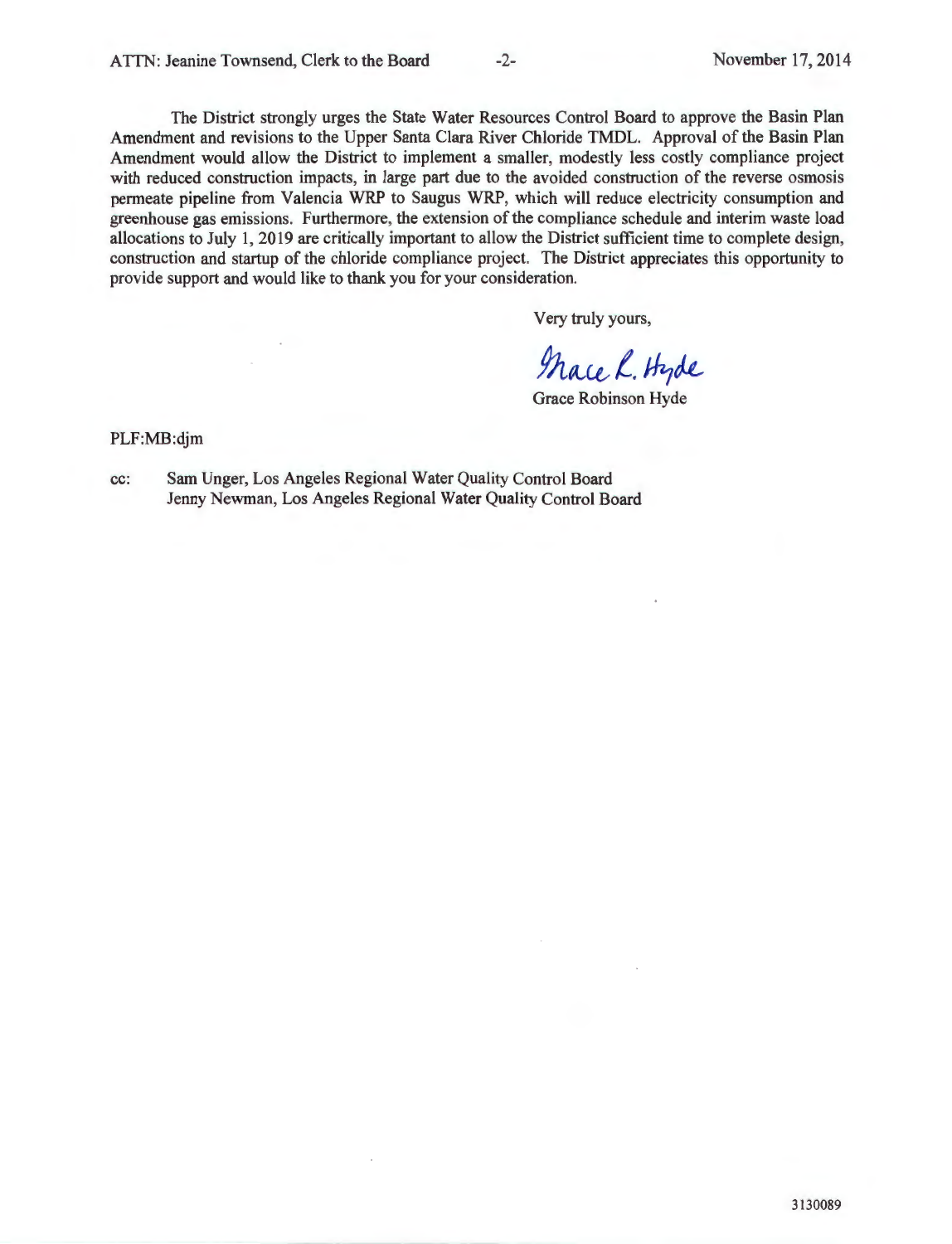The District strongly urges the State Water Resources Control Board to approve the Basin Plan Amendment and revisions to the Upper Santa Clara River Chloride TMDL. Approval of the Basin Plan Amendment would allow the District to implement a smaller, modestly less costly compliance project with reduced construction impacts, in large part due to the avoided construction of the reverse osmosis permeate pipeline from Valencia WRP to Saugus WRP, which will reduce electricity consumption and greenhouse gas emissions. Furthermore, the extension of the compliance schedule and interim waste load allocations to July 1, 2019 are critically important to allow the District sufficient time to complete design, construction and startup of the chloride compliance project. The District appreciates this opportunity to provide support and would like to thank you for your consideration.

Very truly yours,

Grace R. Hyde

Grace Robinson Hyde

PLF:MB:djm

cc: Sam Unger, Los Angeles Regional Water Quality Control Board
Jenny Newman, Los Angeles Regional Water Quality Control Board

3130089